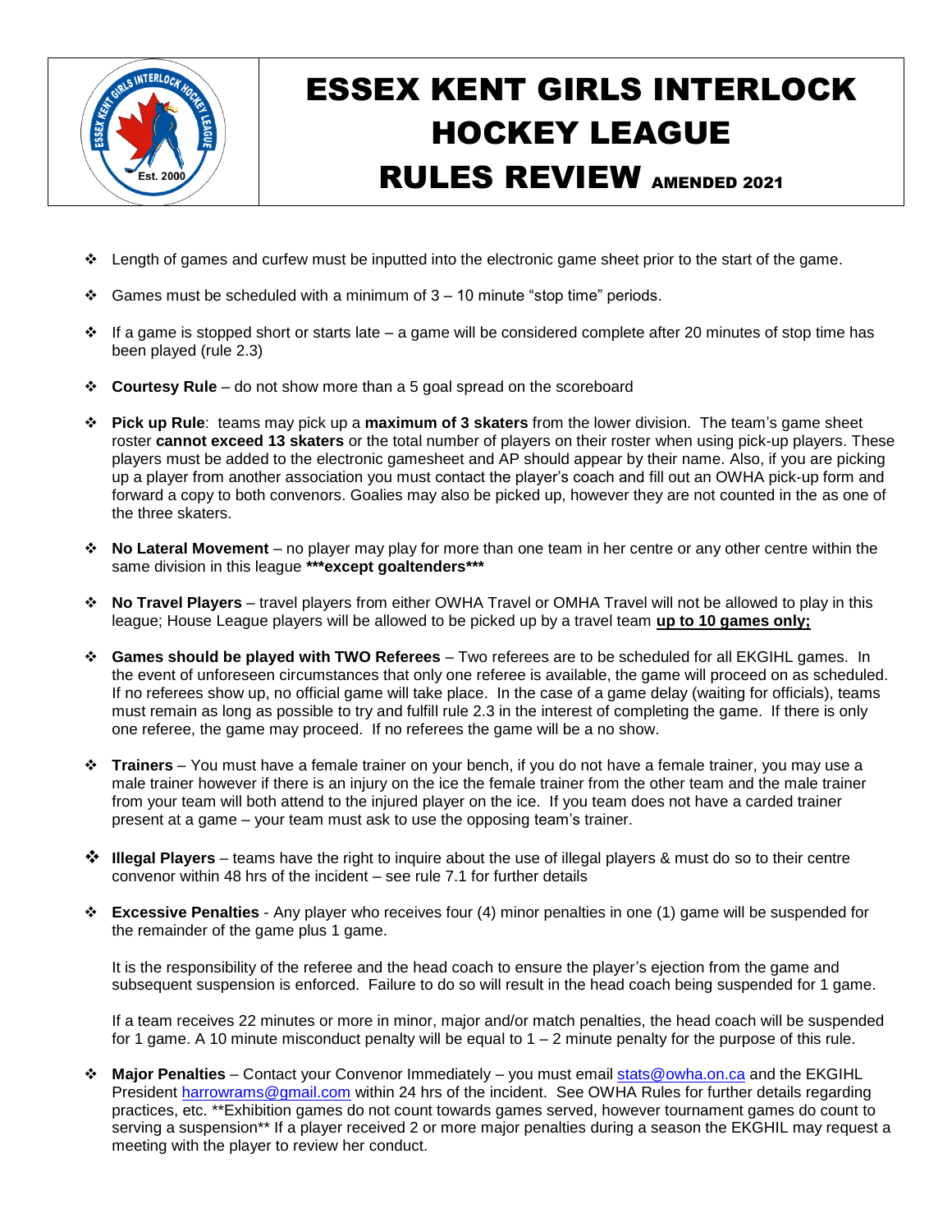# ESSEX KENT GIRLS INTERLOCK HOCKEY LEAGUE

# RULES REVIEW AMENDED 2021

- Length of games and curfew must be inputted into the electronic game sheet prior to the start of the game.
- Games must be scheduled with a minimum of 3 – 10 minute "stop time" periods.
- If a game is stopped short or starts late – a game will be considered complete after 20 minutes of stop time has been played (rule 2.3)
- **Courtesy Rule** – do not show more than a 5 goal spread on the scoreboard
- **Pick up Rule**: teams may pick up a **maximum of 3 skaters** from the lower division. The team's game sheet roster **cannot exceed 13 skaters** or the total number of players on their roster when using pick-up players. These players must be added to the electronic gamesheet and AP should appear by their name. Also, if you are picking up a player from another association you must contact the player's coach and fill out an OWHA pick-up form and forward a copy to both convenors. Goalies may also be picked up, however they are not counted in the as one of the three skaters.
- **No Lateral Movement** – no player may play for more than one team in her centre or any other centre within the same division in this league **\*\*\*except goaltenders\*\*\***
- **No Travel Players** – travel players from either OWHA Travel or OMHA Travel will not be allowed to play in this league; House League players will be allowed to be picked up by a travel team **up to 10 games only;**
- **Games should be played with TWO Referees** – Two referees are to be scheduled for all EKGIHL games. In the event of unforeseen circumstances that only one referee is available, the game will proceed on as scheduled. If no referees show up, no official game will take place. In the case of a game delay (waiting for officials), teams must remain as long as possible to try and fulfill rule 2.3 in the interest of completing the game. If there is only one referee, the game may proceed. If no referees the game will be a no show.
- **Trainers** – You must have a female trainer on your bench, if you do not have a female trainer, you may use a male trainer however if there is an injury on the ice the female trainer from the other team and the male trainer from your team will both attend to the injured player on the ice. If you team does not have a carded trainer present at a game – your team must ask to use the opposing team's trainer.
- **Illegal Players** – teams have the right to inquire about the use of illegal players & must do so to their centre convenor within 48 hrs of the incident – see rule 7.1 for further details
- **Excessive Penalties** - Any player who receives four (4) minor penalties in one (1) game will be suspended for the remainder of the game plus 1 game.

  It is the responsibility of the referee and the head coach to ensure the player's ejection from the game and subsequent suspension is enforced. Failure to do so will result in the head coach being suspended for 1 game.

  If a team receives 22 minutes or more in minor, major and/or match penalties, the head coach will be suspended for 1 game. A 10 minute misconduct penalty will be equal to 1 – 2 minute penalty for the purpose of this rule.
- **Major Penalties** – Contact your Convenor Immediately – you must email [stats@owha.on.ca](mailto:stats@owha.on.ca) and the EKGIHL President [harrowrams@gmail.com](mailto:harrowrams@gmail.com) within 24 hrs of the incident. See OWHA Rules for further details regarding practices, etc. \*\*Exhibition games do not count towards games served, however tournament games do count to serving a suspension\*\* If a player received 2 or more major penalties during a season the EKGHIL may request a meeting with the player to review her conduct.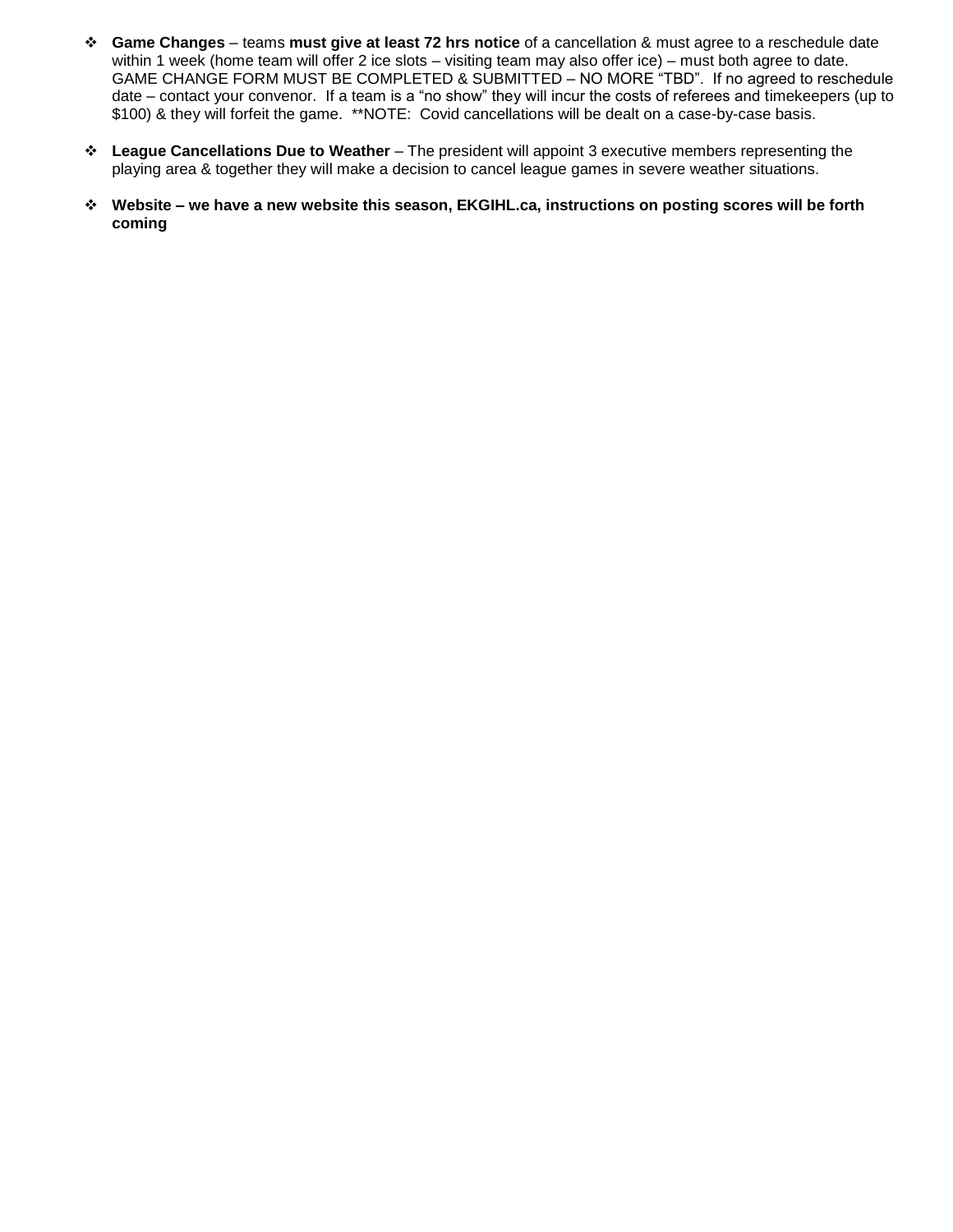- **Game Changes** – teams **must give at least 72 hrs notice** of a cancellation & must agree to a reschedule date within 1 week (home team will offer 2 ice slots – visiting team may also offer ice) – must both agree to date. GAME CHANGE FORM MUST BE COMPLETED & SUBMITTED – NO MORE "TBD". If no agreed to reschedule date – contact your convenor. If a team is a "no show" they will incur the costs of referees and timekeepers (up to $100) & they will forfeit the game. **NOTE: Covid cancellations will be dealt on a case-by-case basis.

- **League Cancellations Due to Weather** – The president will appoint 3 executive members representing the playing area & together they will make a decision to cancel league games in severe weather situations.

- **Website – we have a new website this season, EKGIHL.ca, instructions on posting scores will be forth coming**